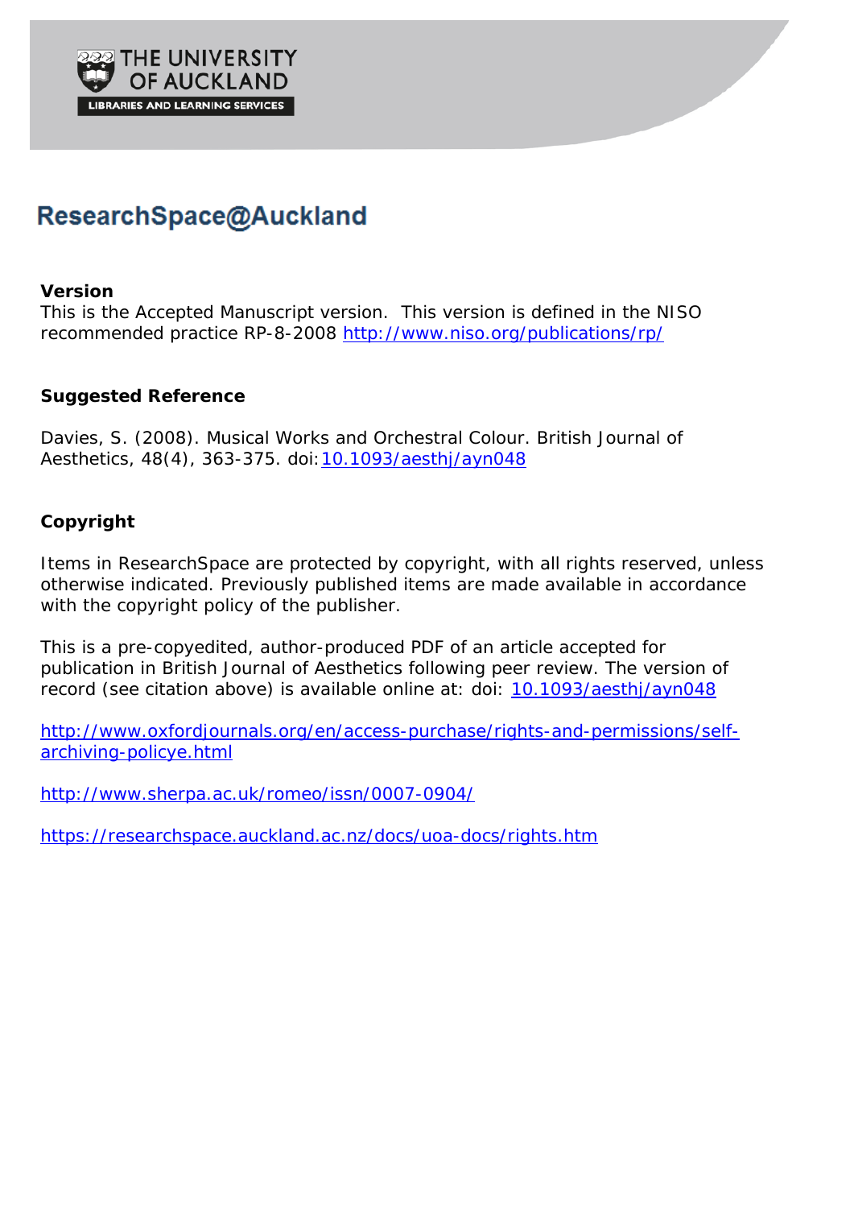THE UNIVERSITY OF AUCKLAND

LIBRARIES AND LEARNING SERVICES

# ResearchSpace@Auckland

**Version**

This is the Accepted Manuscript version. This version is defined in the NISO recommended practice RP-8-2008 http://www.niso.org/publications/rp/

**Suggested Reference**

Davies, S. (2008). Musical Works and Orchestral Colour. British Journal of Aesthetics, 48(4), 363-375. doi:10.1093/aesthj/ayn048

**Copyright**

Items in ResearchSpace are protected by copyright, with all rights reserved, unless otherwise indicated. Previously published items are made available in accordance with the copyright policy of the publisher.

This is a pre-copyedited, author-produced PDF of an article accepted for publication in British Journal of Aesthetics following peer review. The version of record (see citation above) is available online at: doi: 10.1093/aesthj/ayn048

http://www.oxfordjournals.org/en/access-purchase/rights-and-permissions/self-archiving-policye.html

http://www.sherpa.ac.uk/romeo/issn/0007-0904/

https://researchspace.auckland.ac.nz/docs/uoa-docs/rights.htm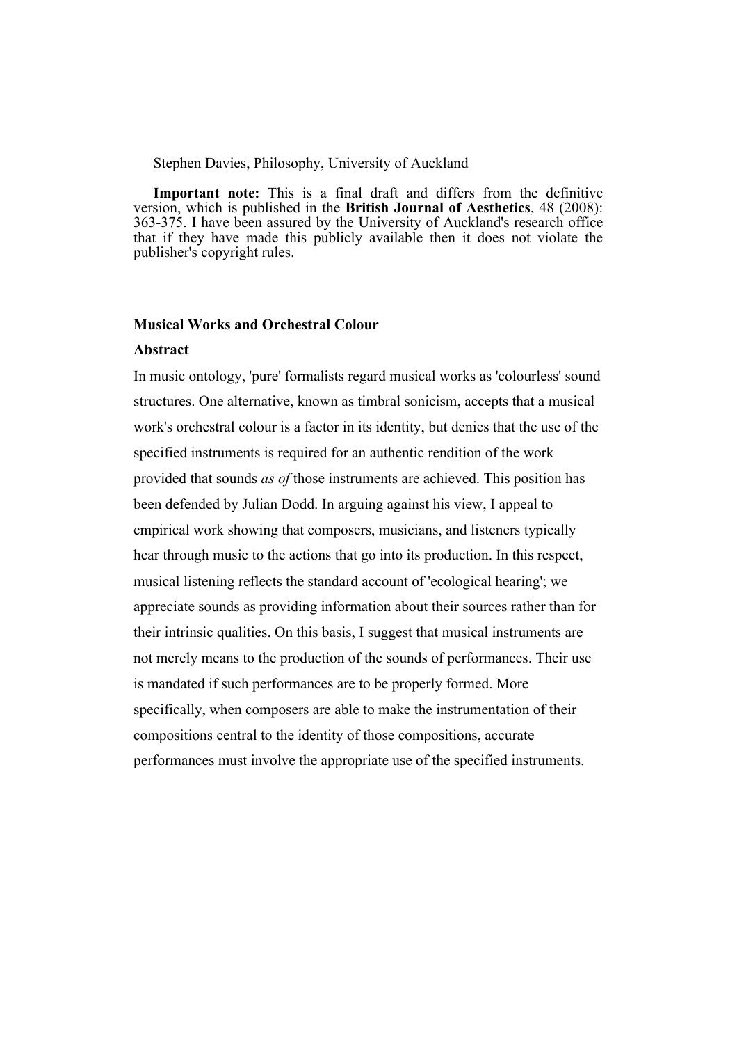Stephen Davies, Philosophy, University of Auckland

**Important note:** This is a final draft and differs from the definitive version, which is published in the **British Journal of Aesthetics**, 48 (2008): 363-375. I have been assured by the University of Auckland's research office that if they have made this publicly available then it does not violate the publisher's copyright rules.

## Musical Works and Orchestral Colour

### Abstract

In music ontology, 'pure' formalists regard musical works as 'colourless' sound structures. One alternative, known as timbral sonicism, accepts that a musical work's orchestral colour is a factor in its identity, but denies that the use of the specified instruments is required for an authentic rendition of the work provided that sounds *as of* those instruments are achieved. This position has been defended by Julian Dodd. In arguing against his view, I appeal to empirical work showing that composers, musicians, and listeners typically hear through music to the actions that go into its production. In this respect, musical listening reflects the standard account of 'ecological hearing'; we appreciate sounds as providing information about their sources rather than for their intrinsic qualities. On this basis, I suggest that musical instruments are not merely means to the production of the sounds of performances. Their use is mandated if such performances are to be properly formed. More specifically, when composers are able to make the instrumentation of their compositions central to the identity of those compositions, accurate performances must involve the appropriate use of the specified instruments.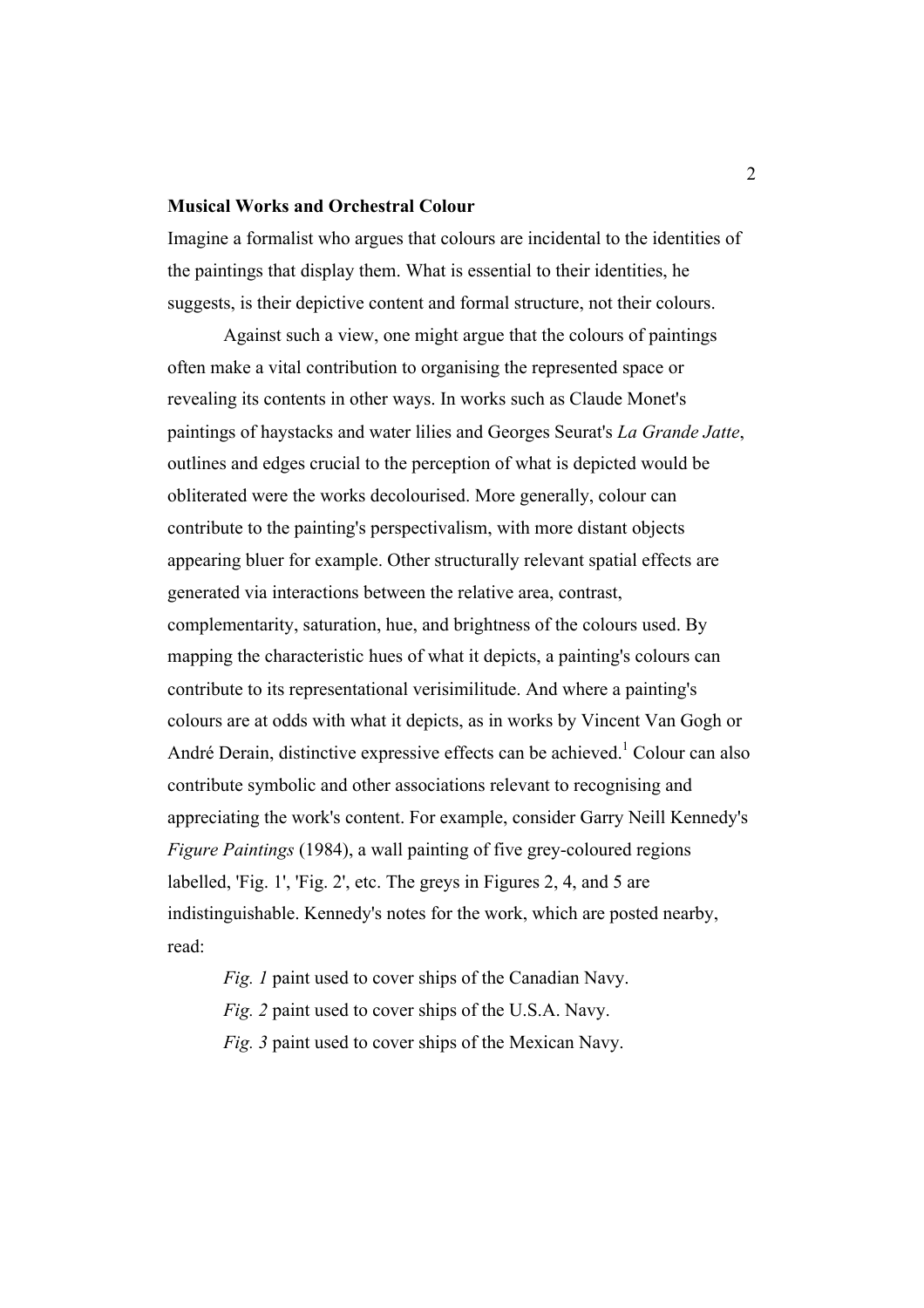**Musical Works and Orchestral Colour**

Imagine a formalist who argues that colours are incidental to the identities of the paintings that display them. What is essential to their identities, he suggests, is their depictive content and formal structure, not their colours.

Against such a view, one might argue that the colours of paintings often make a vital contribution to organising the represented space or revealing its contents in other ways. In works such as Claude Monet's paintings of haystacks and water lilies and Georges Seurat's *La Grande Jatte*, outlines and edges crucial to the perception of what is depicted would be obliterated were the works decolourised. More generally, colour can contribute to the painting's perspectivalism, with more distant objects appearing bluer for example. Other structurally relevant spatial effects are generated via interactions between the relative area, contrast, complementarity, saturation, hue, and brightness of the colours used. By mapping the characteristic hues of what it depicts, a painting's colours can contribute to its representational verisimilitude. And where a painting's colours are at odds with what it depicts, as in works by Vincent Van Gogh or André Derain, distinctive expressive effects can be achieved.[1] Colour can also contribute symbolic and other associations relevant to recognising and appreciating the work's content. For example, consider Garry Neill Kennedy's *Figure Paintings* (1984), a wall painting of five grey-coloured regions labelled, 'Fig. 1', 'Fig. 2', etc. The greys in Figures 2, 4, and 5 are indistinguishable. Kennedy's notes for the work, which are posted nearby, read:

> *Fig. 1* paint used to cover ships of the Canadian Navy.
> *Fig. 2* paint used to cover ships of the U.S.A. Navy.
> *Fig. 3* paint used to cover ships of the Mexican Navy.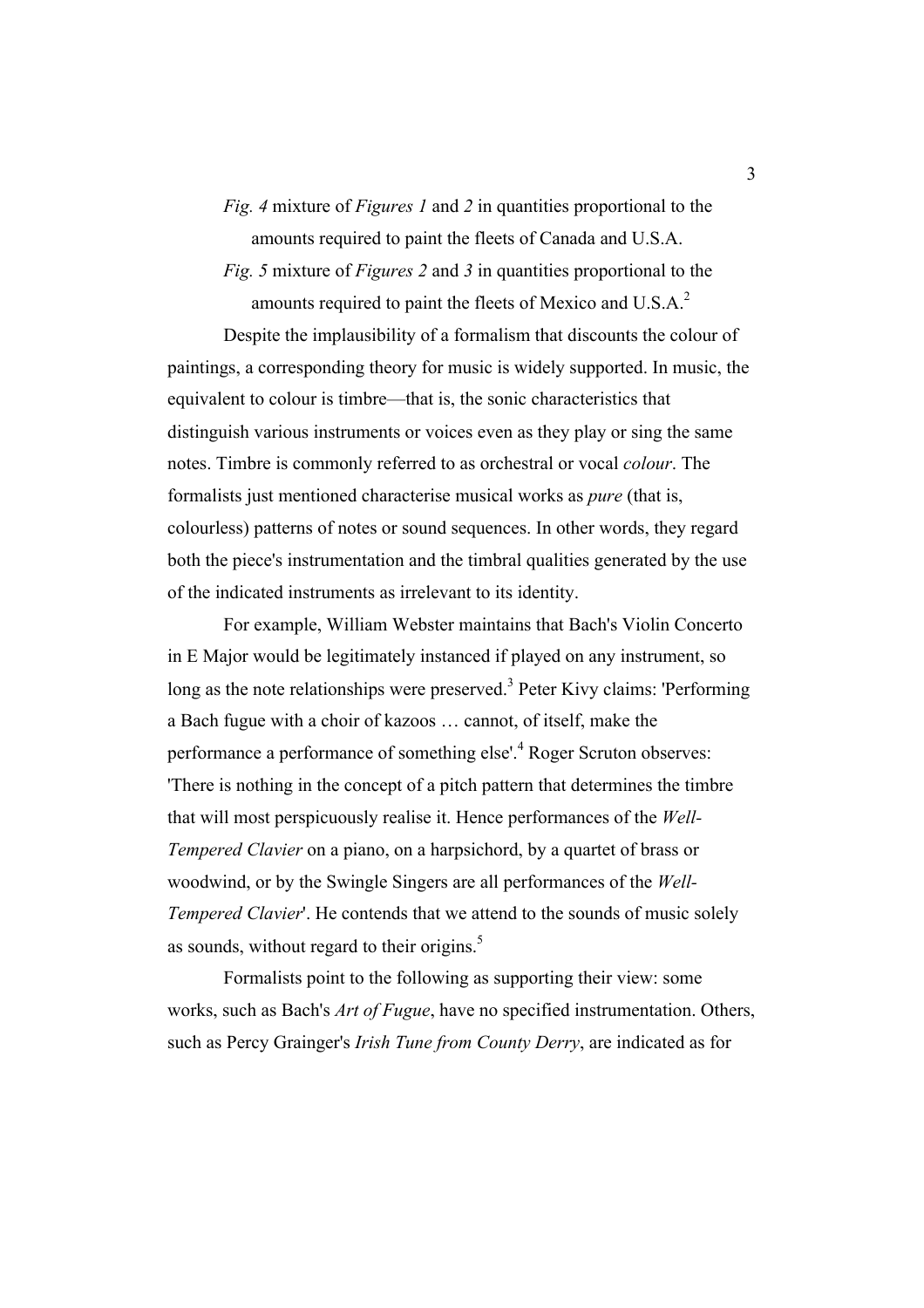*Fig. 4* mixture of *Figures 1* and *2* in quantities proportional to the amounts required to paint the fleets of Canada and U.S.A.

*Fig. 5* mixture of *Figures 2* and *3* in quantities proportional to the amounts required to paint the fleets of Mexico and U.S.A.[2]

Despite the implausibility of a formalism that discounts the colour of paintings, a corresponding theory for music is widely supported. In music, the equivalent to colour is timbre—that is, the sonic characteristics that distinguish various instruments or voices even as they play or sing the same notes. Timbre is commonly referred to as orchestral or vocal *colour*. The formalists just mentioned characterise musical works as *pure* (that is, colourless) patterns of notes or sound sequences. In other words, they regard both the piece's instrumentation and the timbral qualities generated by the use of the indicated instruments as irrelevant to its identity.

For example, William Webster maintains that Bach's Violin Concerto in E Major would be legitimately instanced if played on any instrument, so long as the note relationships were preserved.[3] Peter Kivy claims: 'Performing a Bach fugue with a choir of kazoos … cannot, of itself, make the performance a performance of something else'.[4] Roger Scruton observes: 'There is nothing in the concept of a pitch pattern that determines the timbre that will most perspicuously realise it. Hence performances of the *Well-Tempered Clavier* on a piano, on a harpsichord, by a quartet of brass or woodwind, or by the Swingle Singers are all performances of the *Well-Tempered Clavier*'. He contends that we attend to the sounds of music solely as sounds, without regard to their origins.[5]

Formalists point to the following as supporting their view: some works, such as Bach's *Art of Fugue*, have no specified instrumentation. Others, such as Percy Grainger's *Irish Tune from County Derry*, are indicated as for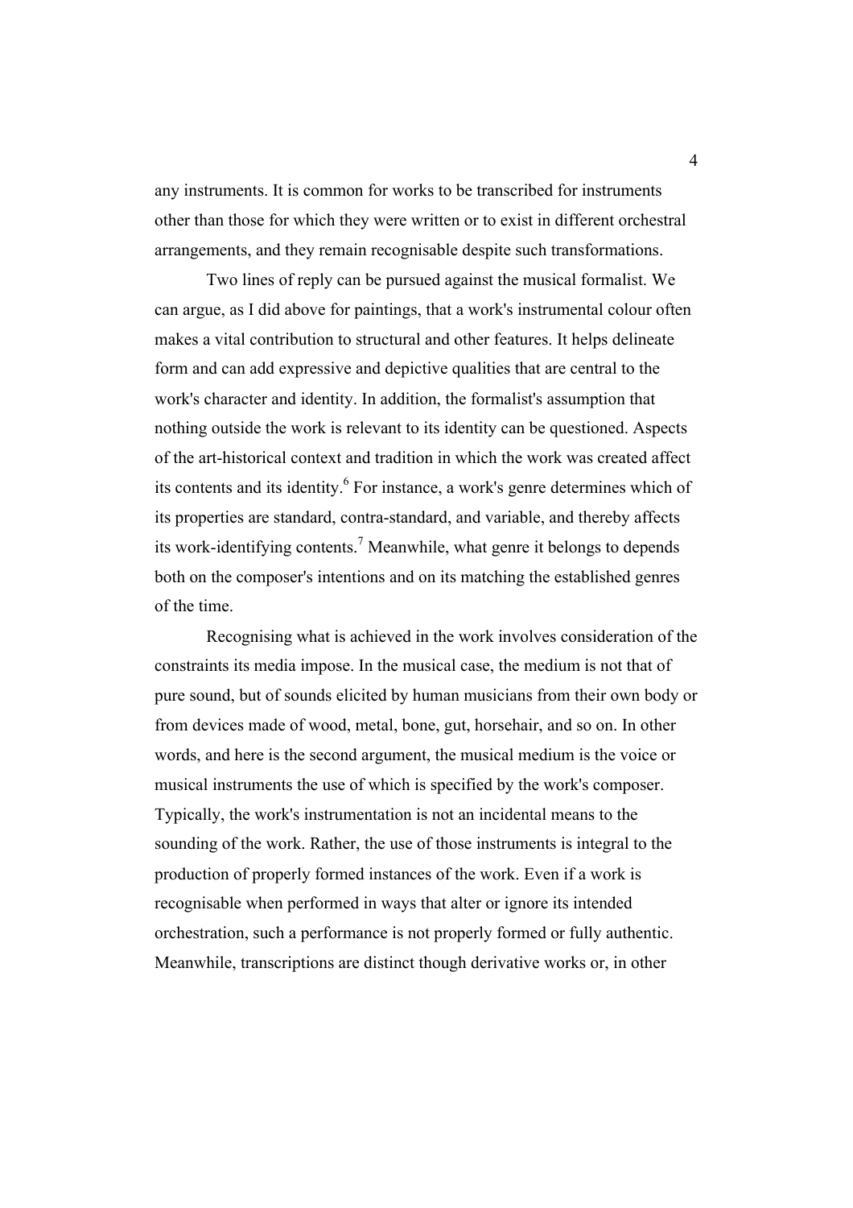any instruments. It is common for works to be transcribed for instruments other than those for which they were written or to exist in different orchestral arrangements, and they remain recognisable despite such transformations.

Two lines of reply can be pursued against the musical formalist. We can argue, as I did above for paintings, that a work's instrumental colour often makes a vital contribution to structural and other features. It helps delineate form and can add expressive and depictive qualities that are central to the work's character and identity. In addition, the formalist's assumption that nothing outside the work is relevant to its identity can be questioned. Aspects of the art-historical context and tradition in which the work was created affect its contents and its identity.[6] For instance, a work's genre determines which of its properties are standard, contra-standard, and variable, and thereby affects its work-identifying contents.[7] Meanwhile, what genre it belongs to depends both on the composer's intentions and on its matching the established genres of the time.

Recognising what is achieved in the work involves consideration of the constraints its media impose. In the musical case, the medium is not that of pure sound, but of sounds elicited by human musicians from their own body or from devices made of wood, metal, bone, gut, horsehair, and so on. In other words, and here is the second argument, the musical medium is the voice or musical instruments the use of which is specified by the work's composer. Typically, the work's instrumentation is not an incidental means to the sounding of the work. Rather, the use of those instruments is integral to the production of properly formed instances of the work. Even if a work is recognisable when performed in ways that alter or ignore its intended orchestration, such a performance is not properly formed or fully authentic. Meanwhile, transcriptions are distinct though derivative works or, in other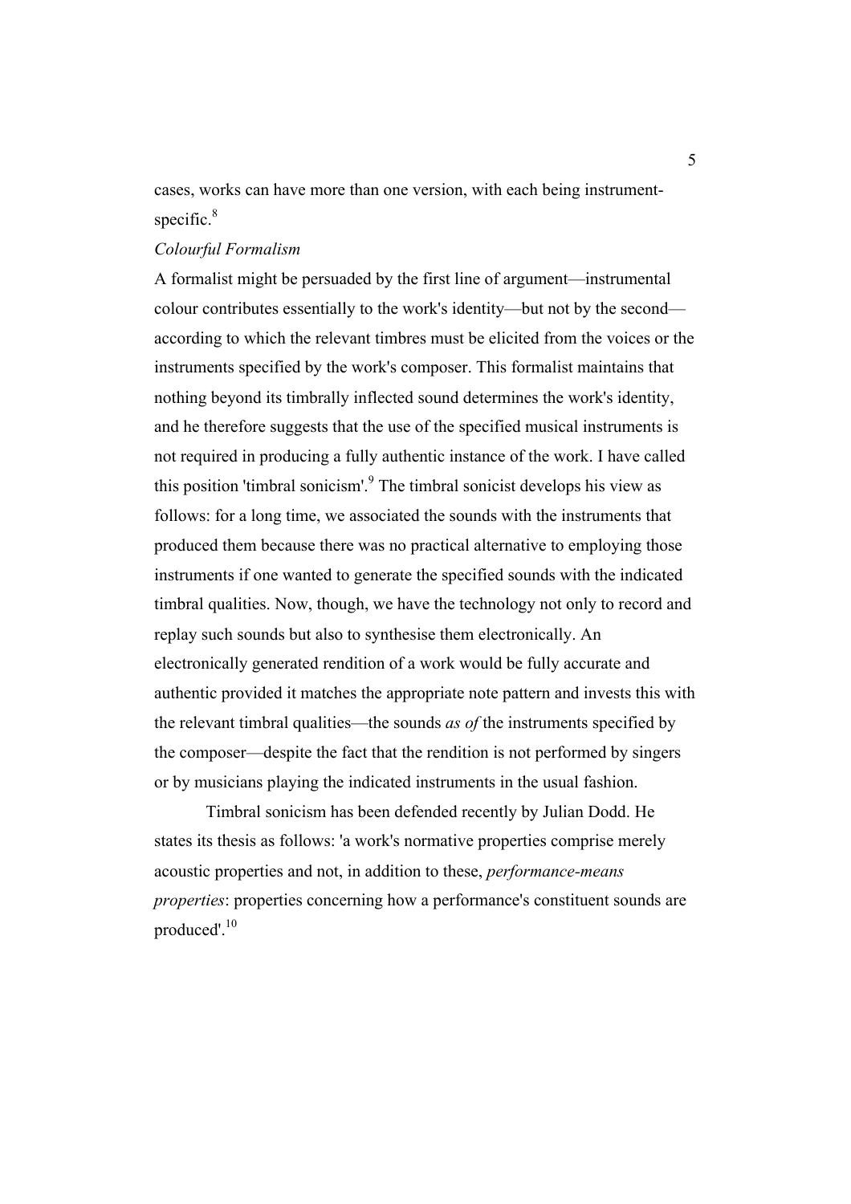cases, works can have more than one version, with each being instrument-specific.[8]

*Colourful Formalism*

A formalist might be persuaded by the first line of argument—instrumental colour contributes essentially to the work's identity—but not by the second—according to which the relevant timbres must be elicited from the voices or the instruments specified by the work's composer. This formalist maintains that nothing beyond its timbrally inflected sound determines the work's identity, and he therefore suggests that the use of the specified musical instruments is not required in producing a fully authentic instance of the work. I have called this position 'timbral sonicism'.[9] The timbral sonicist develops his view as follows: for a long time, we associated the sounds with the instruments that produced them because there was no practical alternative to employing those instruments if one wanted to generate the specified sounds with the indicated timbral qualities. Now, though, we have the technology not only to record and replay such sounds but also to synthesise them electronically. An electronically generated rendition of a work would be fully accurate and authentic provided it matches the appropriate note pattern and invests this with the relevant timbral qualities—the sounds *as of* the instruments specified by the composer—despite the fact that the rendition is not performed by singers or by musicians playing the indicated instruments in the usual fashion.

Timbral sonicism has been defended recently by Julian Dodd. He states its thesis as follows: 'a work's normative properties comprise merely acoustic properties and not, in addition to these, *performance-means properties*: properties concerning how a performance's constituent sounds are produced'.[10]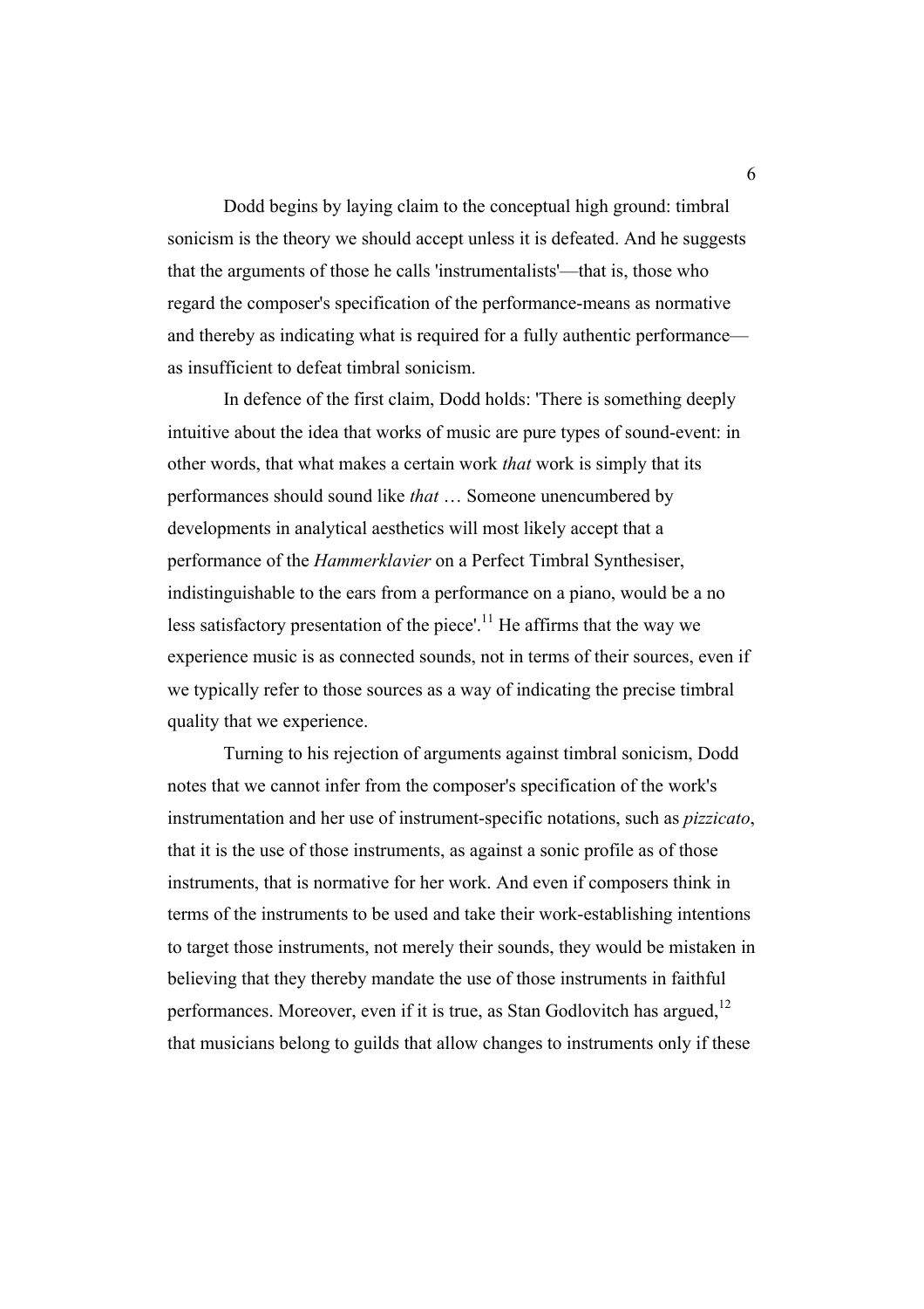Dodd begins by laying claim to the conceptual high ground: timbral sonicism is the theory we should accept unless it is defeated. And he suggests that the arguments of those he calls 'instrumentalists'—that is, those who regard the composer's specification of the performance-means as normative and thereby as indicating what is required for a fully authentic performance—as insufficient to defeat timbral sonicism.

In defence of the first claim, Dodd holds: 'There is something deeply intuitive about the idea that works of music are pure types of sound-event: in other words, that what makes a certain work *that* work is simply that its performances should sound like *that* … Someone unencumbered by developments in analytical aesthetics will most likely accept that a performance of the *Hammerklavier* on a Perfect Timbral Synthesiser, indistinguishable to the ears from a performance on a piano, would be a no less satisfactory presentation of the piece'.[11] He affirms that the way we experience music is as connected sounds, not in terms of their sources, even if we typically refer to those sources as a way of indicating the precise timbral quality that we experience.

Turning to his rejection of arguments against timbral sonicism, Dodd notes that we cannot infer from the composer's specification of the work's instrumentation and her use of instrument-specific notations, such as *pizzicato*, that it is the use of those instruments, as against a sonic profile as of those instruments, that is normative for her work. And even if composers think in terms of the instruments to be used and take their work-establishing intentions to target those instruments, not merely their sounds, they would be mistaken in believing that they thereby mandate the use of those instruments in faithful performances. Moreover, even if it is true, as Stan Godlovitch has argued,[12] that musicians belong to guilds that allow changes to instruments only if these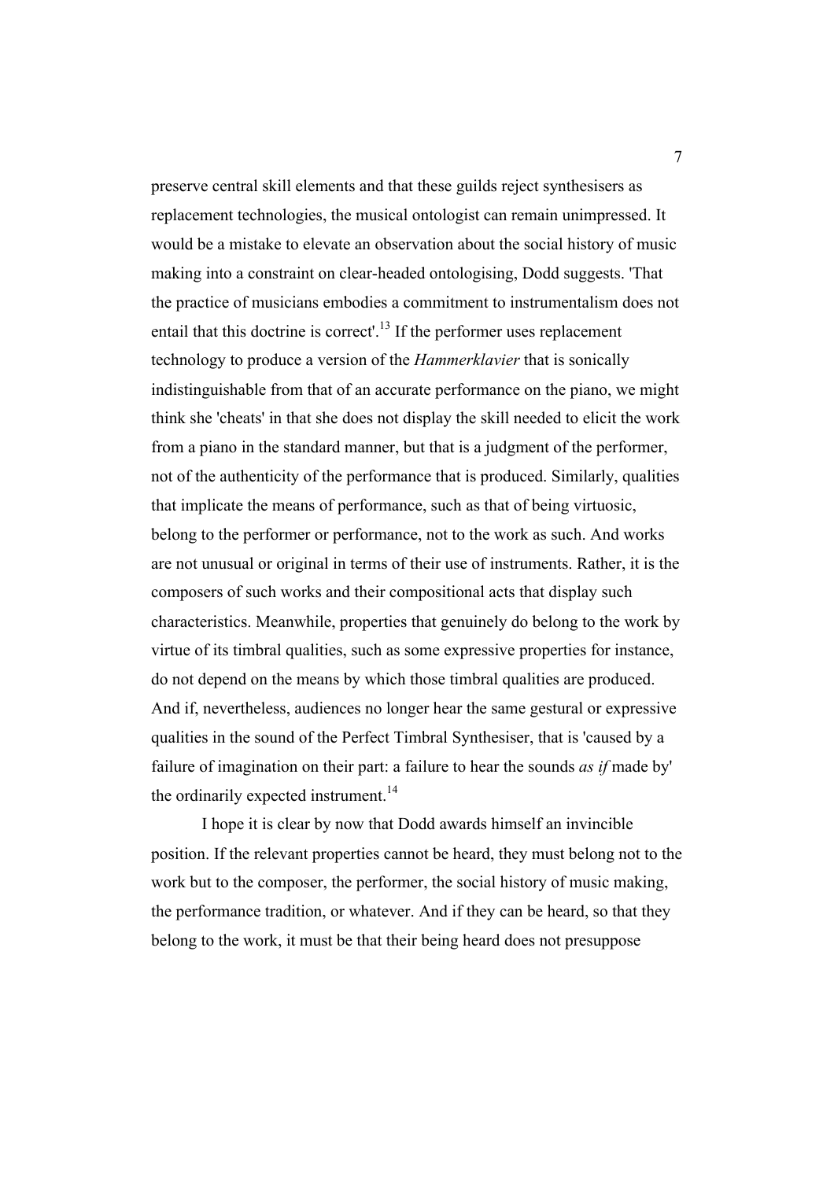preserve central skill elements and that these guilds reject synthesisers as replacement technologies, the musical ontologist can remain unimpressed. It would be a mistake to elevate an observation about the social history of music making into a constraint on clear-headed ontologising, Dodd suggests. 'That the practice of musicians embodies a commitment to instrumentalism does not entail that this doctrine is correct'.[13] If the performer uses replacement technology to produce a version of the *Hammerklavier* that is sonically indistinguishable from that of an accurate performance on the piano, we might think she 'cheats' in that she does not display the skill needed to elicit the work from a piano in the standard manner, but that is a judgment of the performer, not of the authenticity of the performance that is produced. Similarly, qualities that implicate the means of performance, such as that of being virtuosic, belong to the performer or performance, not to the work as such. And works are not unusual or original in terms of their use of instruments. Rather, it is the composers of such works and their compositional acts that display such characteristics. Meanwhile, properties that genuinely do belong to the work by virtue of its timbral qualities, such as some expressive properties for instance, do not depend on the means by which those timbral qualities are produced. And if, nevertheless, audiences no longer hear the same gestural or expressive qualities in the sound of the Perfect Timbral Synthesiser, that is 'caused by a failure of imagination on their part: a failure to hear the sounds *as if* made by' the ordinarily expected instrument.[14]

I hope it is clear by now that Dodd awards himself an invincible position. If the relevant properties cannot be heard, they must belong not to the work but to the composer, the performer, the social history of music making, the performance tradition, or whatever. And if they can be heard, so that they belong to the work, it must be that their being heard does not presuppose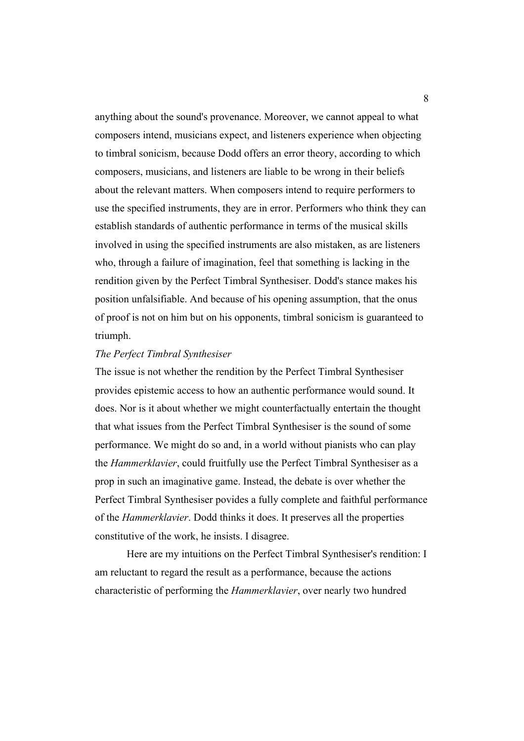anything about the sound's provenance. Moreover, we cannot appeal to what composers intend, musicians expect, and listeners experience when objecting to timbral sonicism, because Dodd offers an error theory, according to which composers, musicians, and listeners are liable to be wrong in their beliefs about the relevant matters. When composers intend to require performers to use the specified instruments, they are in error. Performers who think they can establish standards of authentic performance in terms of the musical skills involved in using the specified instruments are also mistaken, as are listeners who, through a failure of imagination, feel that something is lacking in the rendition given by the Perfect Timbral Synthesiser. Dodd's stance makes his position unfalsifiable. And because of his opening assumption, that the onus of proof is not on him but on his opponents, timbral sonicism is guaranteed to triumph.

*The Perfect Timbral Synthesiser*

The issue is not whether the rendition by the Perfect Timbral Synthesiser provides epistemic access to how an authentic performance would sound. It does. Nor is it about whether we might counterfactually entertain the thought that what issues from the Perfect Timbral Synthesiser is the sound of some performance. We might do so and, in a world without pianists who can play the *Hammerklavier*, could fruitfully use the Perfect Timbral Synthesiser as a prop in such an imaginative game. Instead, the debate is over whether the Perfect Timbral Synthesiser povides a fully complete and faithful performance of the *Hammerklavier*. Dodd thinks it does. It preserves all the properties constitutive of the work, he insists. I disagree.

Here are my intuitions on the Perfect Timbral Synthesiser's rendition: I am reluctant to regard the result as a performance, because the actions characteristic of performing the *Hammerklavier*, over nearly two hundred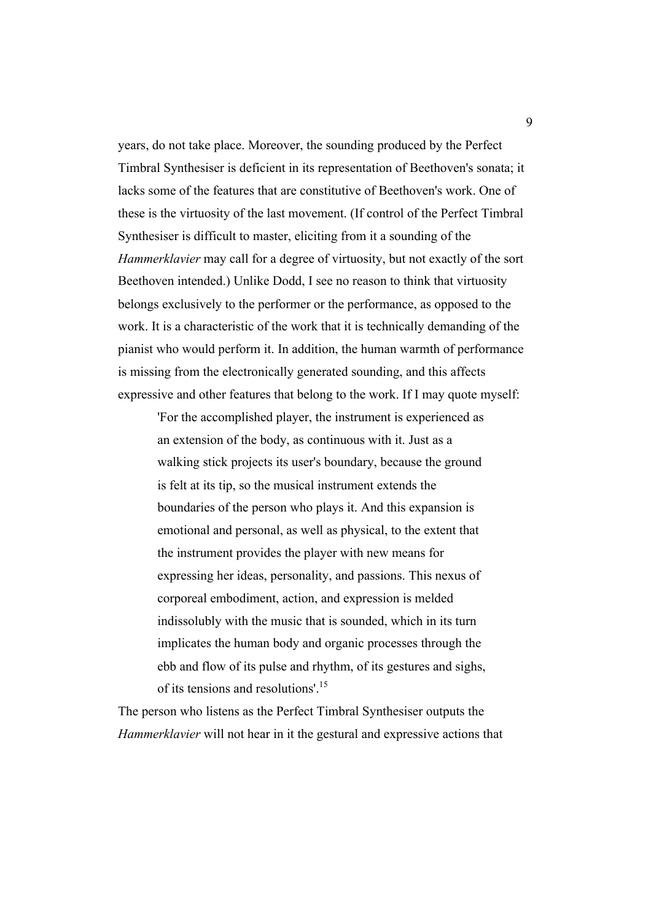years, do not take place. Moreover, the sounding produced by the Perfect Timbral Synthesiser is deficient in its representation of Beethoven's sonata; it lacks some of the features that are constitutive of Beethoven's work. One of these is the virtuosity of the last movement. (If control of the Perfect Timbral Synthesiser is difficult to master, eliciting from it a sounding of the *Hammerklavier* may call for a degree of virtuosity, but not exactly of the sort Beethoven intended.) Unlike Dodd, I see no reason to think that virtuosity belongs exclusively to the performer or the performance, as opposed to the work. It is a characteristic of the work that it is technically demanding of the pianist who would perform it. In addition, the human warmth of performance is missing from the electronically generated sounding, and this affects expressive and other features that belong to the work. If I may quote myself:

> 'For the accomplished player, the instrument is experienced as an extension of the body, as continuous with it. Just as a walking stick projects its user's boundary, because the ground is felt at its tip, so the musical instrument extends the boundaries of the person who plays it. And this expansion is emotional and personal, as well as physical, to the extent that the instrument provides the player with new means for expressing her ideas, personality, and passions. This nexus of corporeal embodiment, action, and expression is melded indissolubly with the music that is sounded, which in its turn implicates the human body and organic processes through the ebb and flow of its pulse and rhythm, of its gestures and sighs, of its tensions and resolutions'.[15]

The person who listens as the Perfect Timbral Synthesiser outputs the *Hammerklavier* will not hear in it the gestural and expressive actions that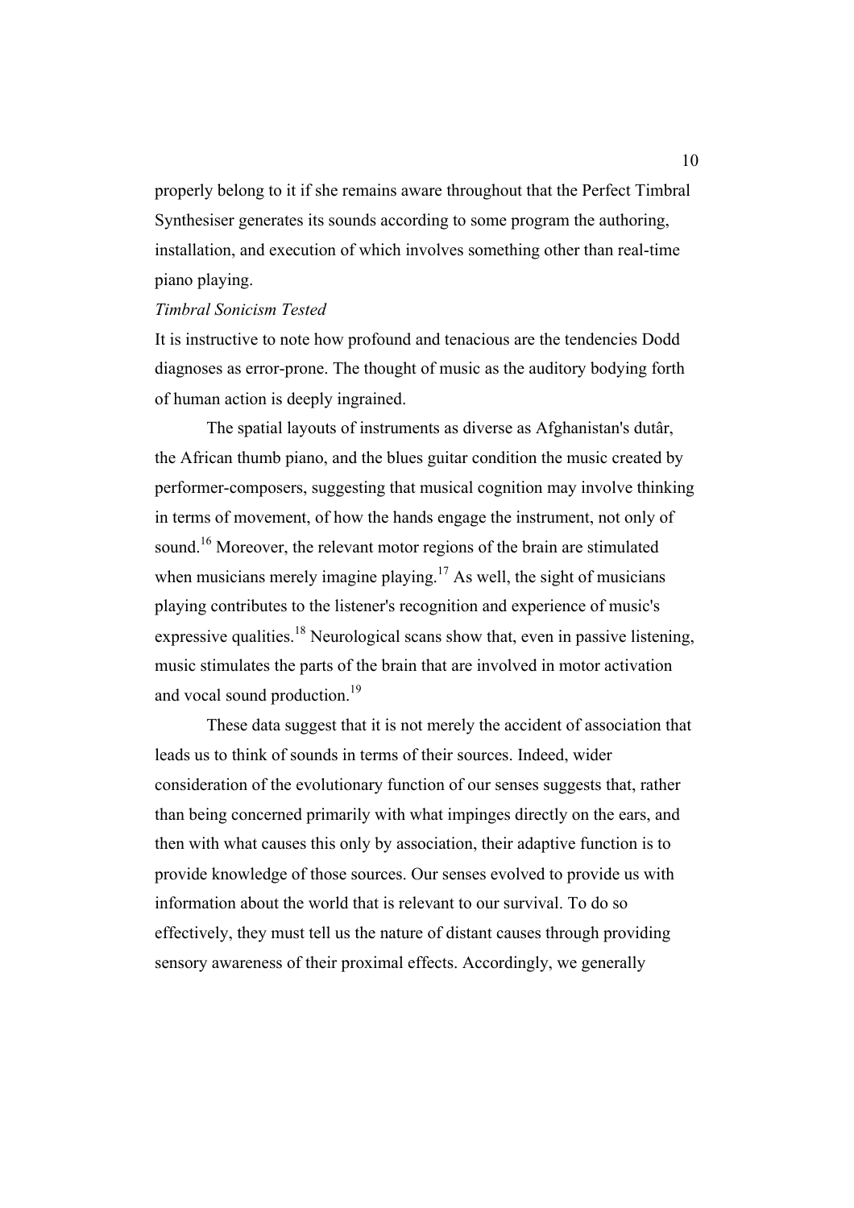properly belong to it if she remains aware throughout that the Perfect Timbral Synthesiser generates its sounds according to some program the authoring, installation, and execution of which involves something other than real-time piano playing.

*Timbral Sonicism Tested*

It is instructive to note how profound and tenacious are the tendencies Dodd diagnoses as error-prone. The thought of music as the auditory bodying forth of human action is deeply ingrained.

The spatial layouts of instruments as diverse as Afghanistan's dutâr, the African thumb piano, and the blues guitar condition the music created by performer-composers, suggesting that musical cognition may involve thinking in terms of movement, of how the hands engage the instrument, not only of sound.[16] Moreover, the relevant motor regions of the brain are stimulated when musicians merely imagine playing.[17] As well, the sight of musicians playing contributes to the listener's recognition and experience of music's expressive qualities.[18] Neurological scans show that, even in passive listening, music stimulates the parts of the brain that are involved in motor activation and vocal sound production.[19]

These data suggest that it is not merely the accident of association that leads us to think of sounds in terms of their sources. Indeed, wider consideration of the evolutionary function of our senses suggests that, rather than being concerned primarily with what impinges directly on the ears, and then with what causes this only by association, their adaptive function is to provide knowledge of those sources. Our senses evolved to provide us with information about the world that is relevant to our survival. To do so effectively, they must tell us the nature of distant causes through providing sensory awareness of their proximal effects. Accordingly, we generally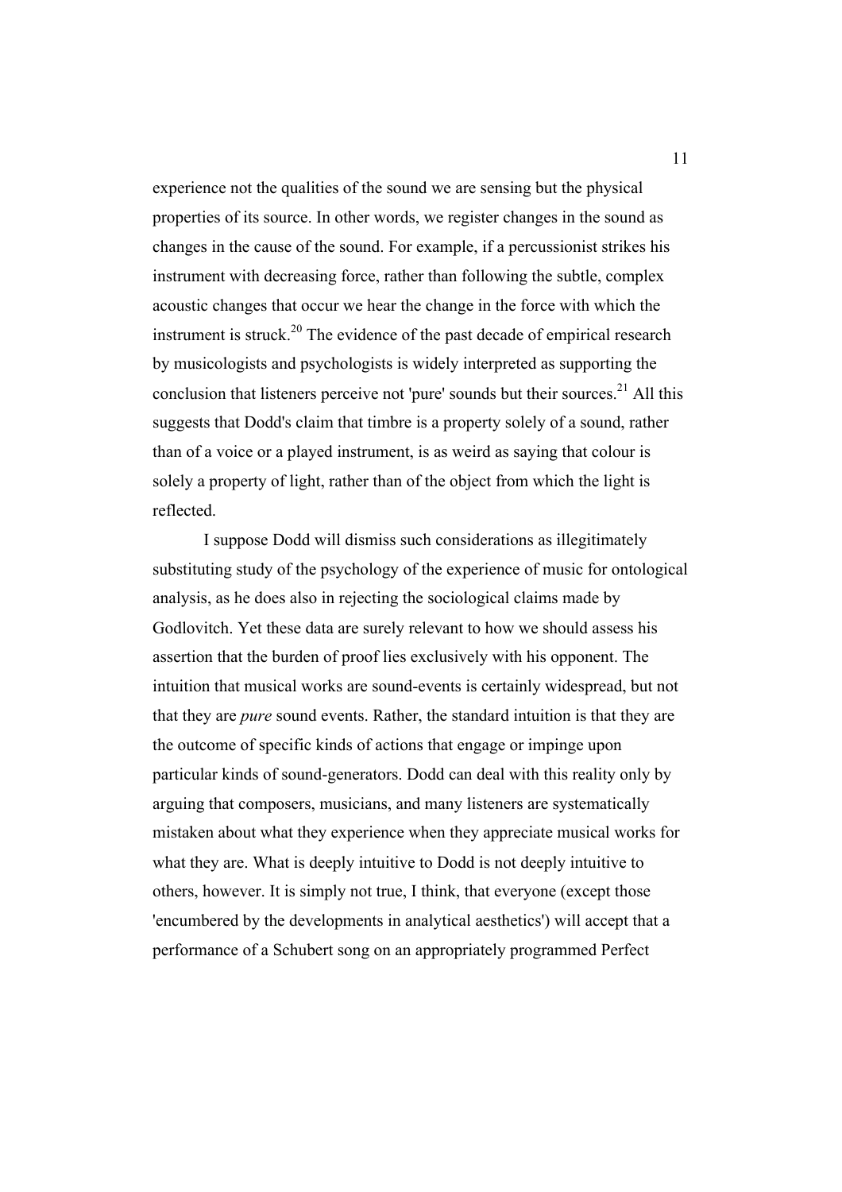experience not the qualities of the sound we are sensing but the physical properties of its source. In other words, we register changes in the sound as changes in the cause of the sound. For example, if a percussionist strikes his instrument with decreasing force, rather than following the subtle, complex acoustic changes that occur we hear the change in the force with which the instrument is struck.[20] The evidence of the past decade of empirical research by musicologists and psychologists is widely interpreted as supporting the conclusion that listeners perceive not 'pure' sounds but their sources.[21] All this suggests that Dodd's claim that timbre is a property solely of a sound, rather than of a voice or a played instrument, is as weird as saying that colour is solely a property of light, rather than of the object from which the light is reflected.

I suppose Dodd will dismiss such considerations as illegitimately substituting study of the psychology of the experience of music for ontological analysis, as he does also in rejecting the sociological claims made by Godlovitch. Yet these data are surely relevant to how we should assess his assertion that the burden of proof lies exclusively with his opponent. The intuition that musical works are sound-events is certainly widespread, but not that they are *pure* sound events. Rather, the standard intuition is that they are the outcome of specific kinds of actions that engage or impinge upon particular kinds of sound-generators. Dodd can deal with this reality only by arguing that composers, musicians, and many listeners are systematically mistaken about what they experience when they appreciate musical works for what they are. What is deeply intuitive to Dodd is not deeply intuitive to others, however. It is simply not true, I think, that everyone (except those 'encumbered by the developments in analytical aesthetics') will accept that a performance of a Schubert song on an appropriately programmed Perfect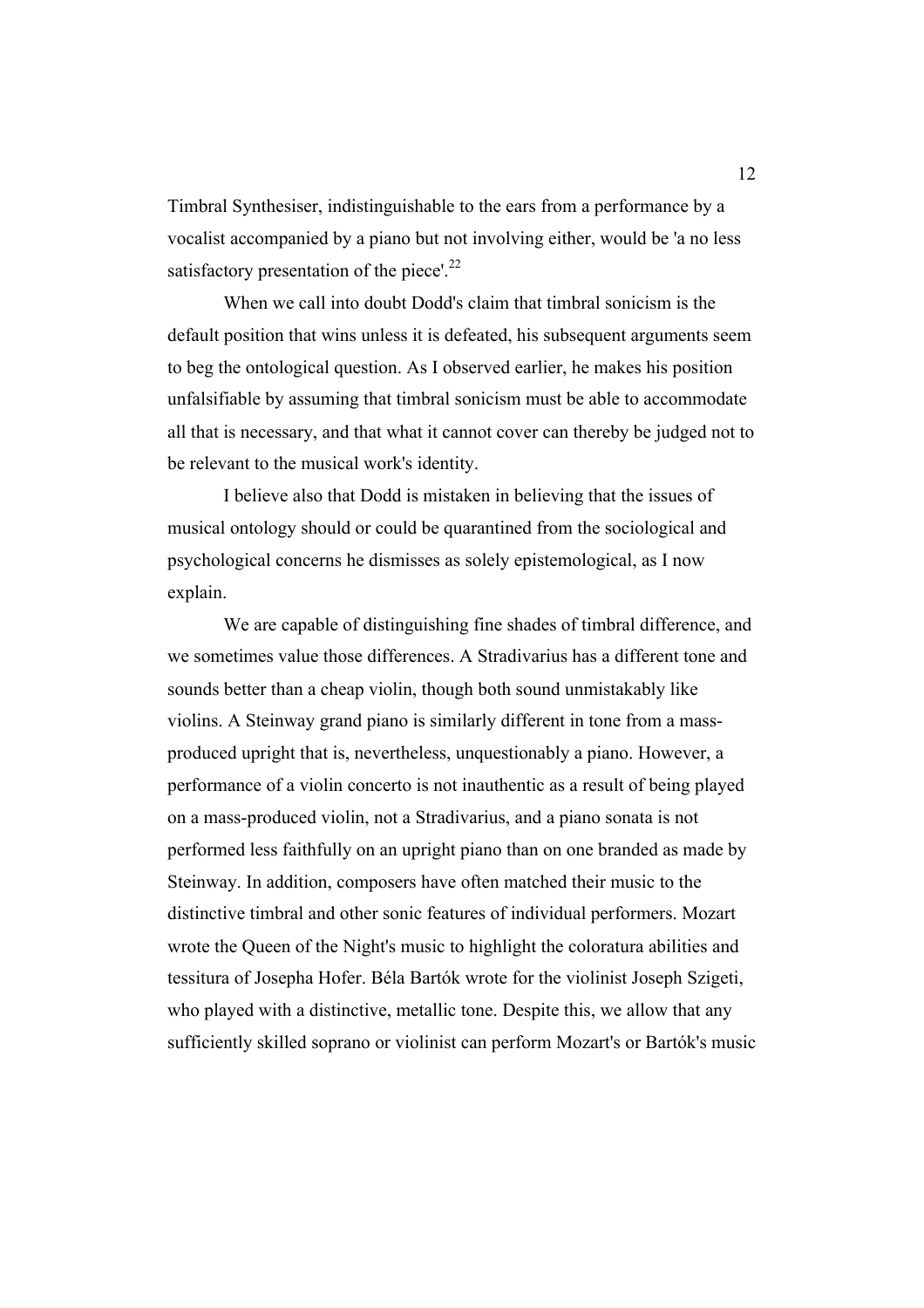Timbral Synthesiser, indistinguishable to the ears from a performance by a vocalist accompanied by a piano but not involving either, would be 'a no less satisfactory presentation of the piece'.[22]

When we call into doubt Dodd's claim that timbral sonicism is the default position that wins unless it is defeated, his subsequent arguments seem to beg the ontological question. As I observed earlier, he makes his position unfalsifiable by assuming that timbral sonicism must be able to accommodate all that is necessary, and that what it cannot cover can thereby be judged not to be relevant to the musical work's identity.

I believe also that Dodd is mistaken in believing that the issues of musical ontology should or could be quarantined from the sociological and psychological concerns he dismisses as solely epistemological, as I now explain.

We are capable of distinguishing fine shades of timbral difference, and we sometimes value those differences. A Stradivarius has a different tone and sounds better than a cheap violin, though both sound unmistakably like violins. A Steinway grand piano is similarly different in tone from a mass-produced upright that is, nevertheless, unquestionably a piano. However, a performance of a violin concerto is not inauthentic as a result of being played on a mass-produced violin, not a Stradivarius, and a piano sonata is not performed less faithfully on an upright piano than on one branded as made by Steinway. In addition, composers have often matched their music to the distinctive timbral and other sonic features of individual performers. Mozart wrote the Queen of the Night's music to highlight the coloratura abilities and tessitura of Josepha Hofer. Béla Bartók wrote for the violinist Joseph Szigeti, who played with a distinctive, metallic tone. Despite this, we allow that any sufficiently skilled soprano or violinist can perform Mozart's or Bartók's music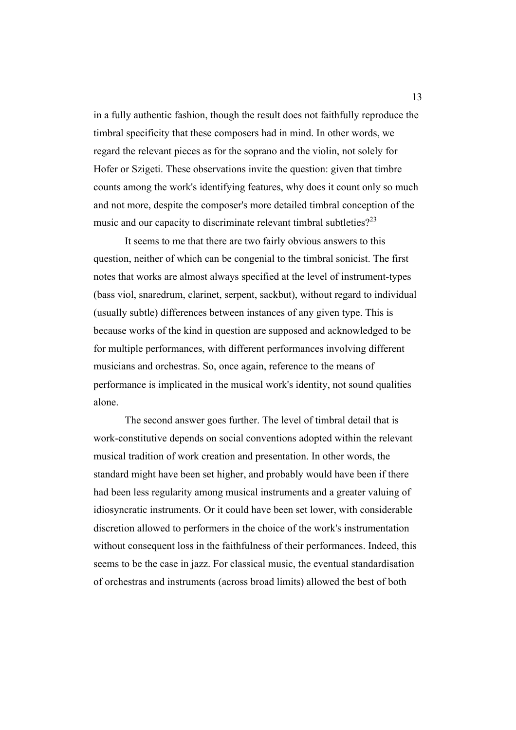in a fully authentic fashion, though the result does not faithfully reproduce the timbral specificity that these composers had in mind. In other words, we regard the relevant pieces as for the soprano and the violin, not solely for Hofer or Szigeti. These observations invite the question: given that timbre counts among the work's identifying features, why does it count only so much and not more, despite the composer's more detailed timbral conception of the music and our capacity to discriminate relevant timbral subtleties?[23]

It seems to me that there are two fairly obvious answers to this question, neither of which can be congenial to the timbral sonicist. The first notes that works are almost always specified at the level of instrument-types (bass viol, snaredrum, clarinet, serpent, sackbut), without regard to individual (usually subtle) differences between instances of any given type. This is because works of the kind in question are supposed and acknowledged to be for multiple performances, with different performances involving different musicians and orchestras. So, once again, reference to the means of performance is implicated in the musical work's identity, not sound qualities alone.

The second answer goes further. The level of timbral detail that is work-constitutive depends on social conventions adopted within the relevant musical tradition of work creation and presentation. In other words, the standard might have been set higher, and probably would have been if there had been less regularity among musical instruments and a greater valuing of idiosyncratic instruments. Or it could have been set lower, with considerable discretion allowed to performers in the choice of the work's instrumentation without consequent loss in the faithfulness of their performances. Indeed, this seems to be the case in jazz. For classical music, the eventual standardisation of orchestras and instruments (across broad limits) allowed the best of both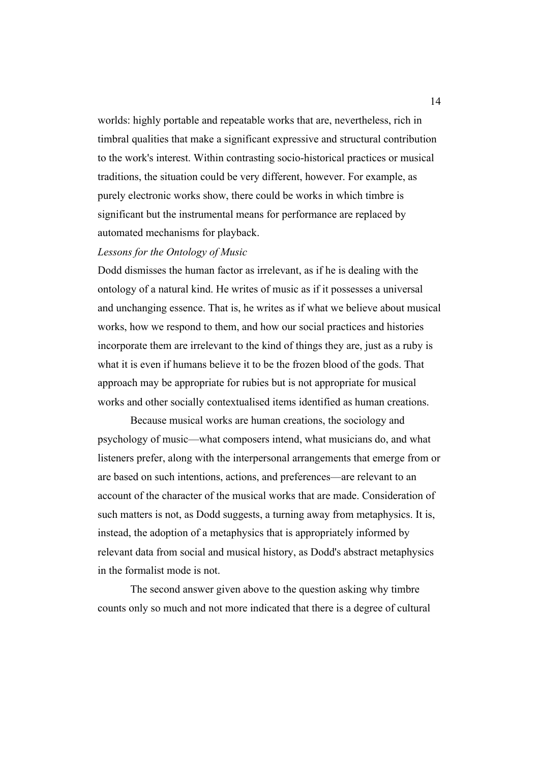worlds: highly portable and repeatable works that are, nevertheless, rich in timbral qualities that make a significant expressive and structural contribution to the work's interest. Within contrasting socio-historical practices or musical traditions, the situation could be very different, however. For example, as purely electronic works show, there could be works in which timbre is significant but the instrumental means for performance are replaced by automated mechanisms for playback.

### *Lessons for the Ontology of Music*

Dodd dismisses the human factor as irrelevant, as if he is dealing with the ontology of a natural kind. He writes of music as if it possesses a universal and unchanging essence. That is, he writes as if what we believe about musical works, how we respond to them, and how our social practices and histories incorporate them are irrelevant to the kind of things they are, just as a ruby is what it is even if humans believe it to be the frozen blood of the gods. That approach may be appropriate for rubies but is not appropriate for musical works and other socially contextualised items identified as human creations.

Because musical works are human creations, the sociology and psychology of music—what composers intend, what musicians do, and what listeners prefer, along with the interpersonal arrangements that emerge from or are based on such intentions, actions, and preferences—are relevant to an account of the character of the musical works that are made. Consideration of such matters is not, as Dodd suggests, a turning away from metaphysics. It is, instead, the adoption of a metaphysics that is appropriately informed by relevant data from social and musical history, as Dodd's abstract metaphysics in the formalist mode is not.

The second answer given above to the question asking why timbre counts only so much and not more indicated that there is a degree of cultural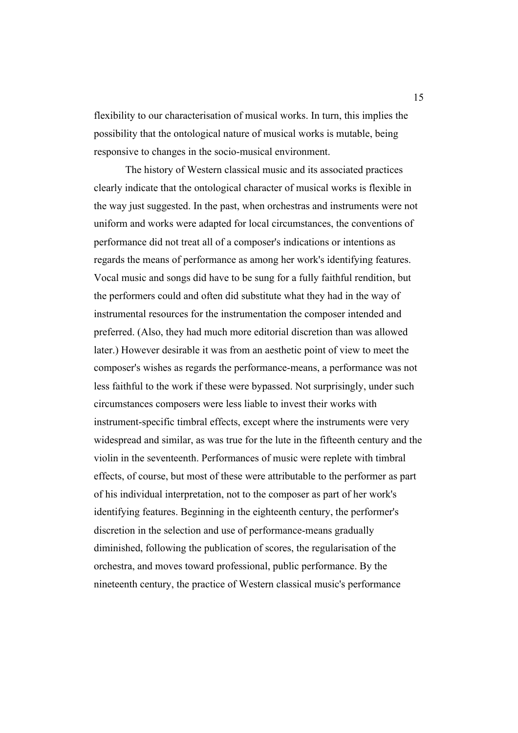flexibility to our characterisation of musical works. In turn, this implies the possibility that the ontological nature of musical works is mutable, being responsive to changes in the socio-musical environment.

The history of Western classical music and its associated practices clearly indicate that the ontological character of musical works is flexible in the way just suggested. In the past, when orchestras and instruments were not uniform and works were adapted for local circumstances, the conventions of performance did not treat all of a composer's indications or intentions as regards the means of performance as among her work's identifying features. Vocal music and songs did have to be sung for a fully faithful rendition, but the performers could and often did substitute what they had in the way of instrumental resources for the instrumentation the composer intended and preferred. (Also, they had much more editorial discretion than was allowed later.) However desirable it was from an aesthetic point of view to meet the composer's wishes as regards the performance-means, a performance was not less faithful to the work if these were bypassed. Not surprisingly, under such circumstances composers were less liable to invest their works with instrument-specific timbral effects, except where the instruments were very widespread and similar, as was true for the lute in the fifteenth century and the violin in the seventeenth. Performances of music were replete with timbral effects, of course, but most of these were attributable to the performer as part of his individual interpretation, not to the composer as part of her work's identifying features. Beginning in the eighteenth century, the performer's discretion in the selection and use of performance-means gradually diminished, following the publication of scores, the regularisation of the orchestra, and moves toward professional, public performance. By the nineteenth century, the practice of Western classical music's performance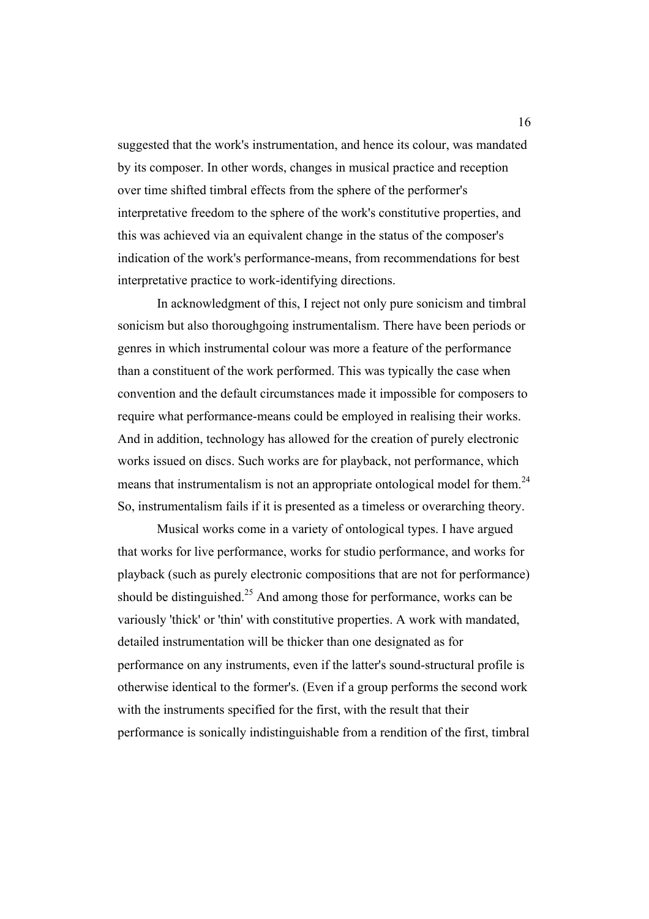suggested that the work's instrumentation, and hence its colour, was mandated by its composer. In other words, changes in musical practice and reception over time shifted timbral effects from the sphere of the performer's interpretative freedom to the sphere of the work's constitutive properties, and this was achieved via an equivalent change in the status of the composer's indication of the work's performance-means, from recommendations for best interpretative practice to work-identifying directions.

In acknowledgment of this, I reject not only pure sonicism and timbral sonicism but also thoroughgoing instrumentalism. There have been periods or genres in which instrumental colour was more a feature of the performance than a constituent of the work performed. This was typically the case when convention and the default circumstances made it impossible for composers to require what performance-means could be employed in realising their works. And in addition, technology has allowed for the creation of purely electronic works issued on discs. Such works are for playback, not performance, which means that instrumentalism is not an appropriate ontological model for them.[24] So, instrumentalism fails if it is presented as a timeless or overarching theory.

Musical works come in a variety of ontological types. I have argued that works for live performance, works for studio performance, and works for playback (such as purely electronic compositions that are not for performance) should be distinguished.[25] And among those for performance, works can be variously 'thick' or 'thin' with constitutive properties. A work with mandated, detailed instrumentation will be thicker than one designated as for performance on any instruments, even if the latter's sound-structural profile is otherwise identical to the former's. (Even if a group performs the second work with the instruments specified for the first, with the result that their performance is sonically indistinguishable from a rendition of the first, timbral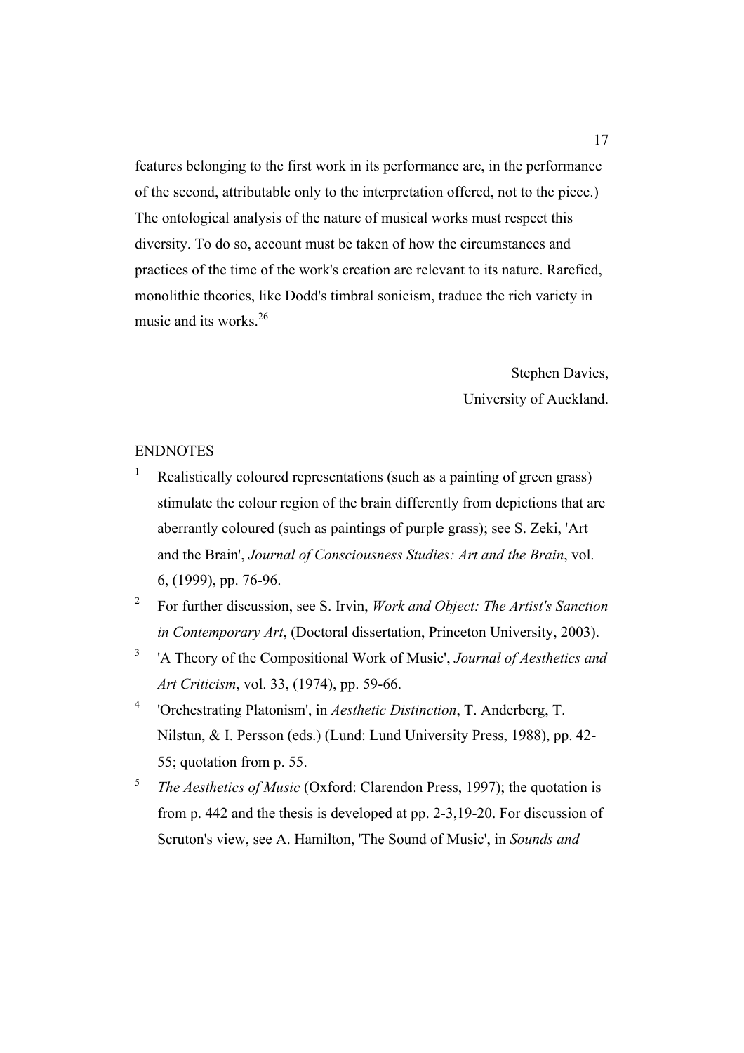features belonging to the first work in its performance are, in the performance of the second, attributable only to the interpretation offered, not to the piece.) The ontological analysis of the nature of musical works must respect this diversity. To do so, account must be taken of how the circumstances and practices of the time of the work's creation are relevant to its nature. Rarefied, monolithic theories, like Dodd's timbral sonicism, traduce the rich variety in music and its works.[26]

Stephen Davies,
University of Auckland.

ENDNOTES

1. Realistically coloured representations (such as a painting of green grass) stimulate the colour region of the brain differently from depictions that are aberrantly coloured (such as paintings of purple grass); see S. Zeki, 'Art and the Brain', *Journal of Consciousness Studies: Art and the Brain*, vol. 6, (1999), pp. 76-96.
2. For further discussion, see S. Irvin, *Work and Object: The Artist's Sanction in Contemporary Art*, (Doctoral dissertation, Princeton University, 2003).
3. 'A Theory of the Compositional Work of Music', *Journal of Aesthetics and Art Criticism*, vol. 33, (1974), pp. 59-66.
4. 'Orchestrating Platonism', in *Aesthetic Distinction*, T. Anderberg, T. Nilstun, & I. Persson (eds.) (Lund: Lund University Press, 1988), pp. 42-55; quotation from p. 55.
5. *The Aesthetics of Music* (Oxford: Clarendon Press, 1997); the quotation is from p. 442 and the thesis is developed at pp. 2-3,19-20. For discussion of Scruton's view, see A. Hamilton, 'The Sound of Music', in *Sounds and*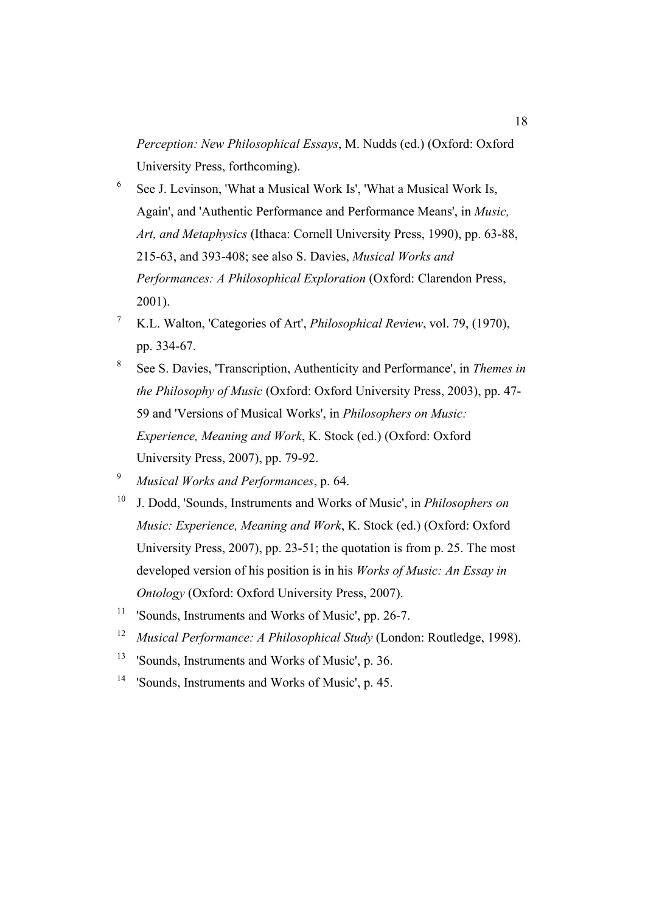*Perception: New Philosophical Essays*, M. Nudds (ed.) (Oxford: Oxford University Press, forthcoming).

[6] See J. Levinson, 'What a Musical Work Is', 'What a Musical Work Is, Again', and 'Authentic Performance and Performance Means', in *Music, Art, and Metaphysics* (Ithaca: Cornell University Press, 1990), pp. 63-88, 215-63, and 393-408; see also S. Davies, *Musical Works and Performances: A Philosophical Exploration* (Oxford: Clarendon Press, 2001).

[7] K.L. Walton, 'Categories of Art', *Philosophical Review*, vol. 79, (1970), pp. 334-67.

[8] See S. Davies, 'Transcription, Authenticity and Performance', in *Themes in the Philosophy of Music* (Oxford: Oxford University Press, 2003), pp. 47-59 and 'Versions of Musical Works', in *Philosophers on Music: Experience, Meaning and Work*, K. Stock (ed.) (Oxford: Oxford University Press, 2007), pp. 79-92.

[9] *Musical Works and Performances*, p. 64.

[10] J. Dodd, 'Sounds, Instruments and Works of Music', in *Philosophers on Music: Experience, Meaning and Work*, K. Stock (ed.) (Oxford: Oxford University Press, 2007), pp. 23-51; the quotation is from p. 25. The most developed version of his position is in his *Works of Music: An Essay in Ontology* (Oxford: Oxford University Press, 2007).

[11] 'Sounds, Instruments and Works of Music', pp. 26-7.

[12] *Musical Performance: A Philosophical Study* (London: Routledge, 1998).

[13] 'Sounds, Instruments and Works of Music', p. 36.

[14] 'Sounds, Instruments and Works of Music', p. 45.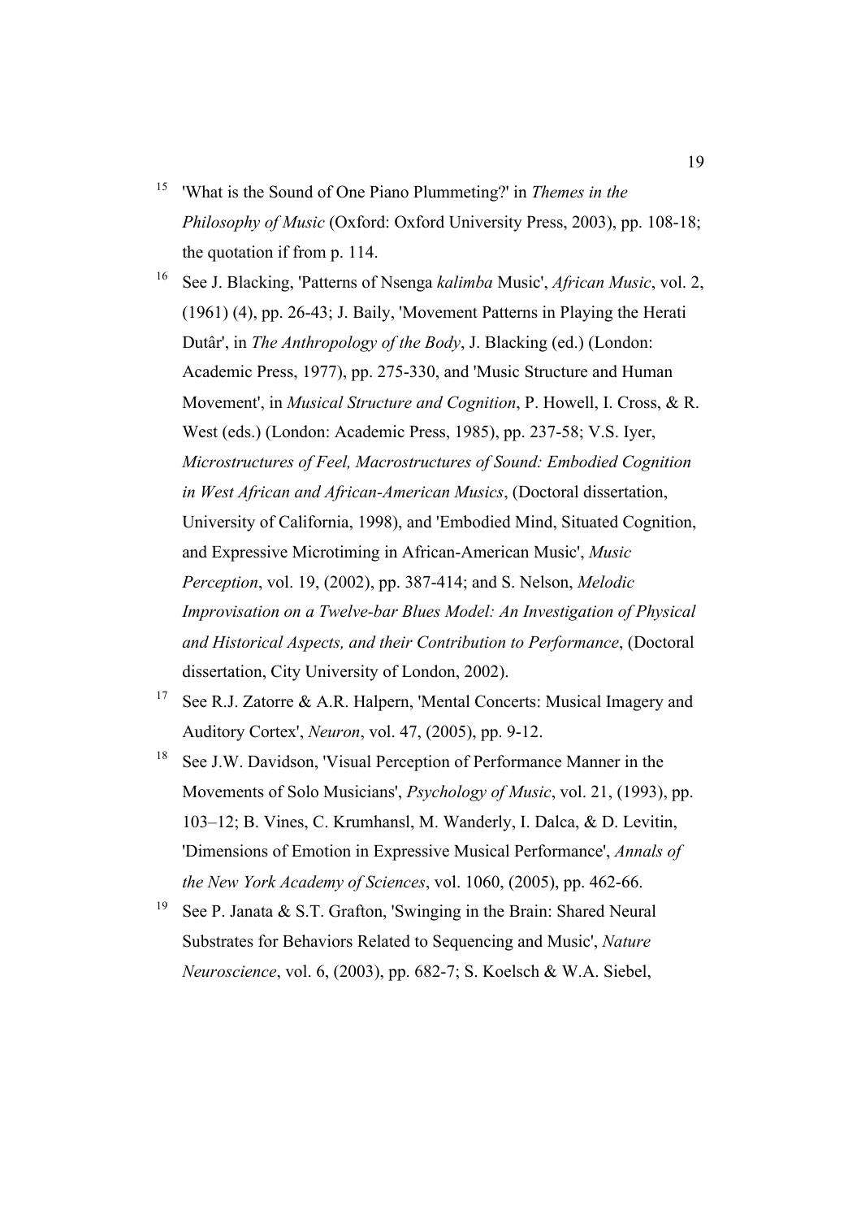[15] 'What is the Sound of One Piano Plummeting?' in *Themes in the Philosophy of Music* (Oxford: Oxford University Press, 2003), pp. 108-18; the quotation if from p. 114.

[16] See J. Blacking, 'Patterns of Nsenga *kalimba* Music', *African Music*, vol. 2, (1961) (4), pp. 26-43; J. Baily, 'Movement Patterns in Playing the Herati Dutâr', in *The Anthropology of the Body*, J. Blacking (ed.) (London: Academic Press, 1977), pp. 275-330, and 'Music Structure and Human Movement', in *Musical Structure and Cognition*, P. Howell, I. Cross, & R. West (eds.) (London: Academic Press, 1985), pp. 237-58; V.S. Iyer, *Microstructures of Feel, Macrostructures of Sound: Embodied Cognition in West African and African-American Musics*, (Doctoral dissertation, University of California, 1998), and 'Embodied Mind, Situated Cognition, and Expressive Microtiming in African-American Music', *Music Perception*, vol. 19, (2002), pp. 387-414; and S. Nelson, *Melodic Improvisation on a Twelve-bar Blues Model: An Investigation of Physical and Historical Aspects, and their Contribution to Performance*, (Doctoral dissertation, City University of London, 2002).

[17] See R.J. Zatorre & A.R. Halpern, 'Mental Concerts: Musical Imagery and Auditory Cortex', *Neuron*, vol. 47, (2005), pp. 9-12.

[18] See J.W. Davidson, 'Visual Perception of Performance Manner in the Movements of Solo Musicians', *Psychology of Music*, vol. 21, (1993), pp. 103–12; B. Vines, C. Krumhansl, M. Wanderly, I. Dalca, & D. Levitin, 'Dimensions of Emotion in Expressive Musical Performance', *Annals of the New York Academy of Sciences*, vol. 1060, (2005), pp. 462-66.

[19] See P. Janata & S.T. Grafton, 'Swinging in the Brain: Shared Neural Substrates for Behaviors Related to Sequencing and Music', *Nature Neuroscience*, vol. 6, (2003), pp. 682-7; S. Koelsch & W.A. Siebel,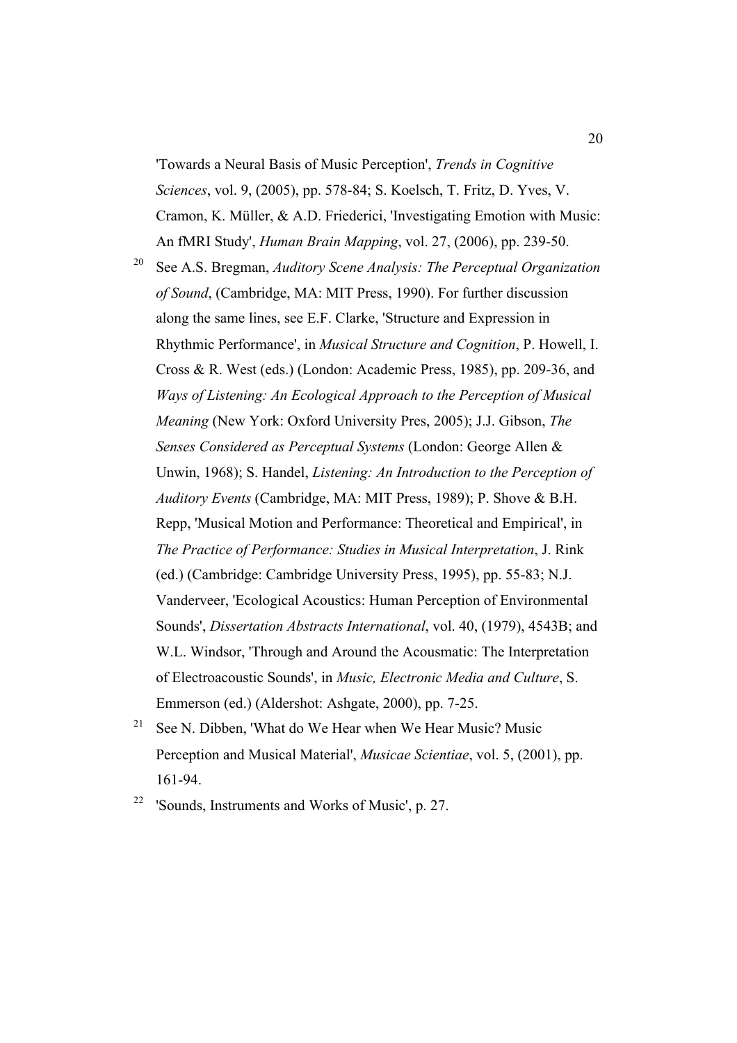'Towards a Neural Basis of Music Perception', *Trends in Cognitive Sciences*, vol. 9, (2005), pp. 578-84; S. Koelsch, T. Fritz, D. Yves, V. Cramon, K. Müller, & A.D. Friederici, 'Investigating Emotion with Music: An fMRI Study', *Human Brain Mapping*, vol. 27, (2006), pp. 239-50.

[20] See A.S. Bregman, *Auditory Scene Analysis: The Perceptual Organization of Sound*, (Cambridge, MA: MIT Press, 1990). For further discussion along the same lines, see E.F. Clarke, 'Structure and Expression in Rhythmic Performance', in *Musical Structure and Cognition*, P. Howell, I. Cross & R. West (eds.) (London: Academic Press, 1985), pp. 209-36, and *Ways of Listening: An Ecological Approach to the Perception of Musical Meaning* (New York: Oxford University Pres, 2005); J.J. Gibson, *The Senses Considered as Perceptual Systems* (London: George Allen & Unwin, 1968); S. Handel, *Listening: An Introduction to the Perception of Auditory Events* (Cambridge, MA: MIT Press, 1989); P. Shove & B.H. Repp, 'Musical Motion and Performance: Theoretical and Empirical', in *The Practice of Performance: Studies in Musical Interpretation*, J. Rink (ed.) (Cambridge: Cambridge University Press, 1995), pp. 55-83; N.J. Vanderveer, 'Ecological Acoustics: Human Perception of Environmental Sounds', *Dissertation Abstracts International*, vol. 40, (1979), 4543B; and W.L. Windsor, 'Through and Around the Acousmatic: The Interpretation of Electroacoustic Sounds', in *Music, Electronic Media and Culture*, S. Emmerson (ed.) (Aldershot: Ashgate, 2000), pp. 7-25.

[21] See N. Dibben, 'What do We Hear when We Hear Music? Music Perception and Musical Material', *Musicae Scientiae*, vol. 5, (2001), pp. 161-94.

[22] 'Sounds, Instruments and Works of Music', p. 27.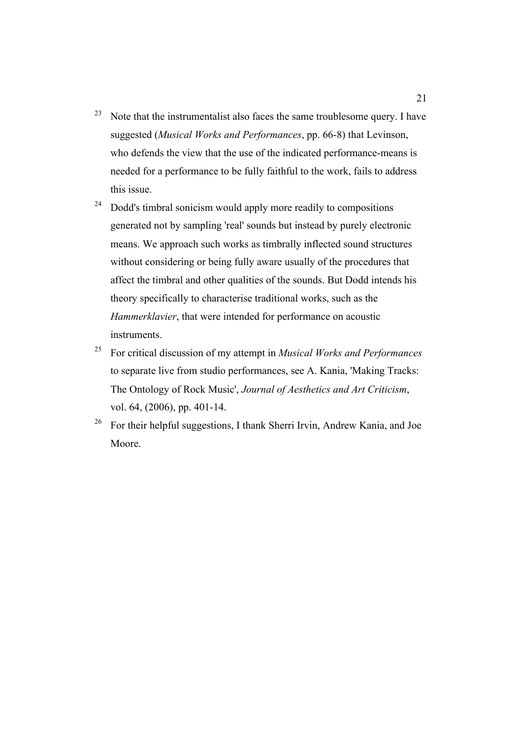[23] Note that the instrumentalist also faces the same troublesome query. I have suggested (*Musical Works and Performances*, pp. 66-8) that Levinson, who defends the view that the use of the indicated performance-means is needed for a performance to be fully faithful to the work, fails to address this issue.

[24] Dodd's timbral sonicism would apply more readily to compositions generated not by sampling 'real' sounds but instead by purely electronic means. We approach such works as timbrally inflected sound structures without considering or being fully aware usually of the procedures that affect the timbral and other qualities of the sounds. But Dodd intends his theory specifically to characterise traditional works, such as the *Hammerklavier*, that were intended for performance on acoustic instruments.

[25] For critical discussion of my attempt in *Musical Works and Performances* to separate live from studio performances, see A. Kania, 'Making Tracks: The Ontology of Rock Music', *Journal of Aesthetics and Art Criticism*, vol. 64, (2006), pp. 401-14.

[26] For their helpful suggestions, I thank Sherri Irvin, Andrew Kania, and Joe Moore.